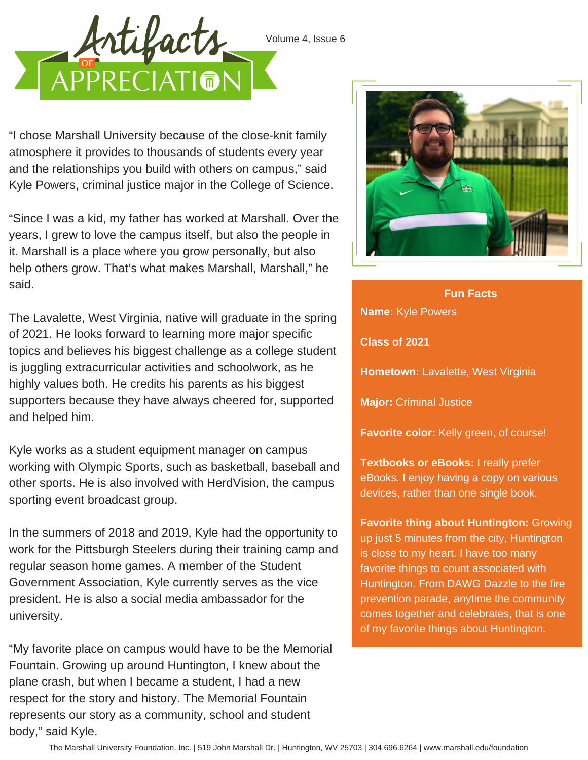# Artifacts of Appreciation

"I chose Marshall University because of the close-knit family atmosphere it provides to thousands of students every year and the relationships you build with others on campus," said Kyle Powers, criminal justice major in the College of Science.

"Since I was a kid, my father has worked at Marshall. Over the years, I grew to love the campus itself, but also the people in it. Marshall is a place where you grow personally, but also help others grow. That's what makes Marshall, Marshall," he said.

The Lavalette, West Virginia, native will graduate in the spring of 2021. He looks forward to learning more major specific topics and believes his biggest challenge as a college student is juggling extracurricular activities and schoolwork, as he highly values both. He credits his parents as his biggest supporters because they have always cheered for, supported and helped him.

Kyle works as a student equipment manager on campus working with Olympic Sports, such as basketball, baseball and other sports. He is also involved with HerdVision, the campus sporting event broadcast group.

In the summers of 2018 and 2019, Kyle had the opportunity to work for the Pittsburgh Steelers during their training camp and regular season home games. A member of the Student Government Association, Kyle currently serves as the vice president. He is also a social media ambassador for the university.

"My favorite place on campus would have to be the Memorial Fountain. Growing up around Huntington, I knew about the plane crash, but when I became a student, I had a new respect for the story and history. The Memorial Fountain represents our story as a community, school and student body," said Kyle.

## Fun Facts

**Name:** Kyle Powers

**Class of 2021**

**Hometown:** Lavalette, West Virginia

**Major:** Criminal Justice

**Favorite color:** Kelly green, of course!

**Textbooks or eBooks:** I really prefer eBooks. I enjoy having a copy on various devices, rather than one single book.

**Favorite thing about Huntington:** Growing up just 5 minutes from the city, Huntington is close to my heart. I have too many favorite things to count associated with Huntington. From DAWG Dazzle to the fire prevention parade, anytime the community comes together and celebrates, that is one of my favorite things about Huntington.

The Marshall University Foundation, Inc. | 519 John Marshall Dr. | Huntington, WV 25703 | 304.696.6264 | www.marshall.edu/foundation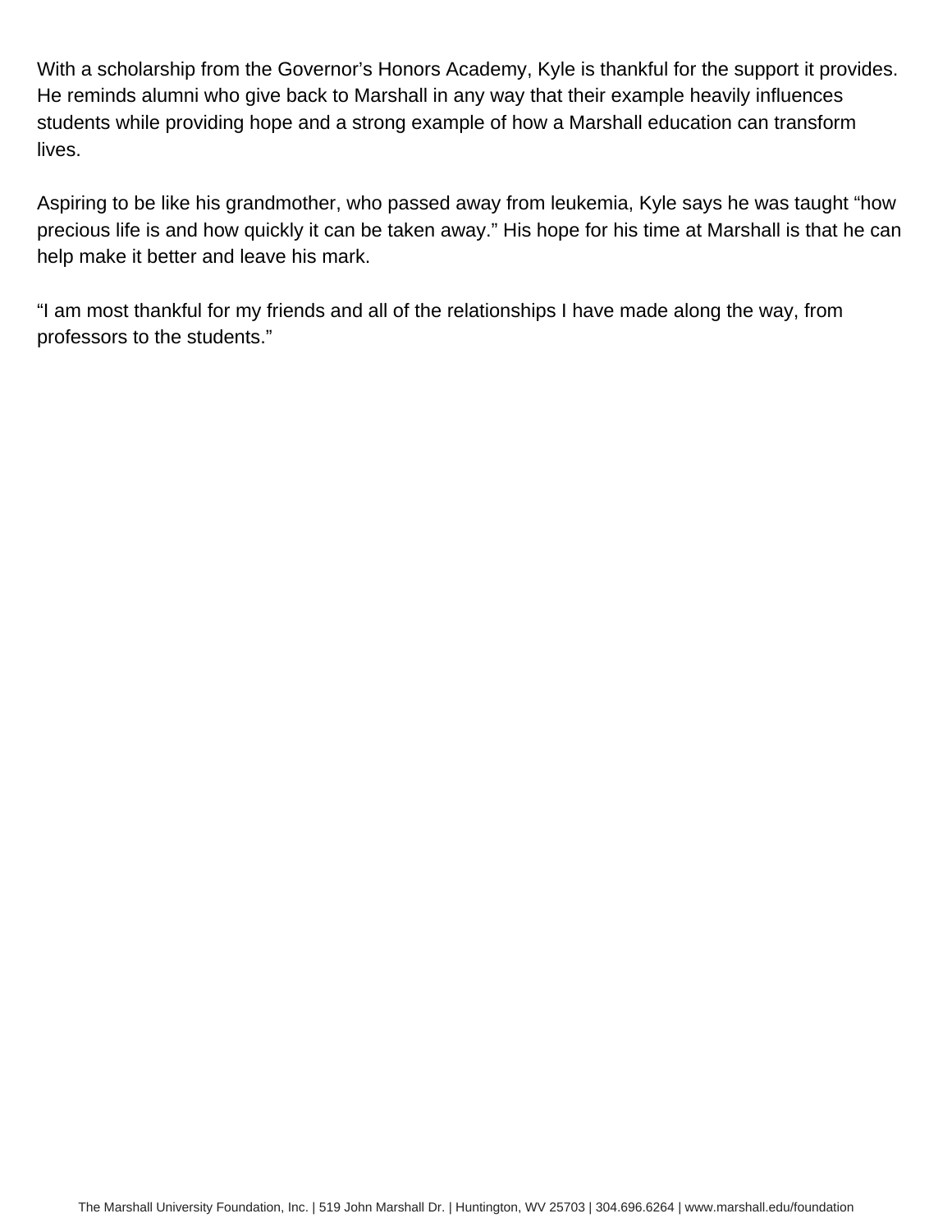With a scholarship from the Governor's Honors Academy, Kyle is thankful for the support it provides. He reminds alumni who give back to Marshall in any way that their example heavily influences students while providing hope and a strong example of how a Marshall education can transform lives.

Aspiring to be like his grandmother, who passed away from leukemia, Kyle says he was taught "how precious life is and how quickly it can be taken away." His hope for his time at Marshall is that he can help make it better and leave his mark.

"I am most thankful for my friends and all of the relationships I have made along the way, from professors to the students."